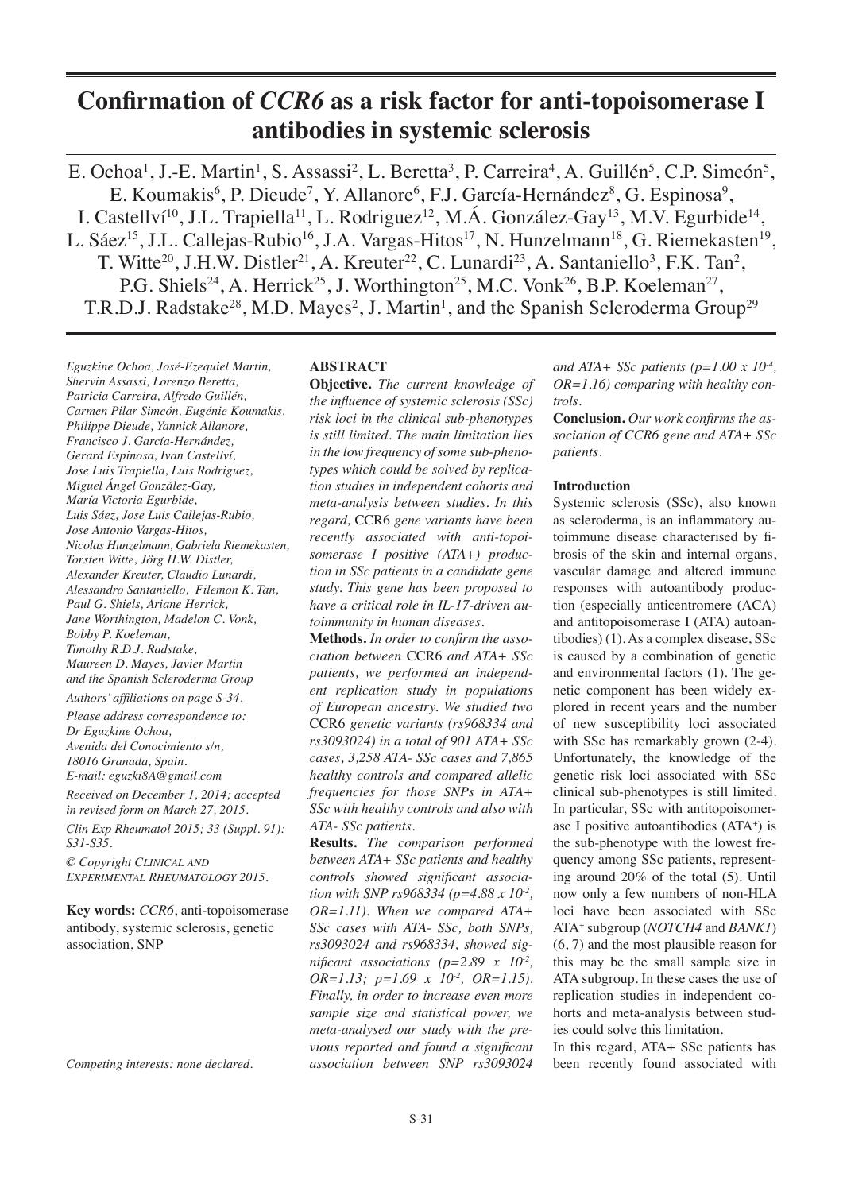# Confirmation of *CCR6* as a risk factor for anti-topoisomerase I antibodies in systemic sclerosis

E. Ochoa[1], J.-E. Martin[1], S. Assassi[2], L. Beretta[3], P. Carreira[4], A. Guillén[5], C.P. Simeón[5], E. Koumakis[6], P. Dieude[7], Y. Allanore[6], F.J. García-Hernández[8], G. Espinosa[9], I. Castellví[10], J.L. Trapiella[11], L. Rodriguez[12], M.Á. González-Gay[13], M.V. Egurbide[14], L. Sáez[15], J.L. Callejas-Rubio[16], J.A. Vargas-Hitos[17], N. Hunzelmann[18], G. Riemekasten[19], T. Witte[20], J.H.W. Distler[21], A. Kreuter[22], C. Lunardi[23], A. Santaniello[3], F.K. Tan[2], P.G. Shiels[24], A. Herrick[25], J. Worthington[25], M.C. Vonk[26], B.P. Koeleman[27], T.R.D.J. Radstake[28], M.D. Mayes[2], J. Martin[1], and the Spanish Scleroderma Group[29]

*Eguzkine Ochoa, José-Ezequiel Martin, Shervin Assassi, Lorenzo Beretta, Patricia Carreira, Alfredo Guillén, Carmen Pilar Simeón, Eugénie Koumakis, Philippe Dieude, Yannick Allanore, Francisco J. García-Hernández, Gerard Espinosa, Ivan Castellví, Jose Luis Trapiella, Luis Rodriguez, Miguel Ángel González-Gay, María Victoria Egurbide, Luis Sáez, Jose Luis Callejas-Rubio, Jose Antonio Vargas-Hitos, Nicolas Hunzelmann, Gabriela Riemekasten, Torsten Witte, Jörg H.W. Distler, Alexander Kreuter, Claudio Lunardi, Alessandro Santaniello, Filemon K. Tan, Paul G. Shiels, Ariane Herrick, Jane Worthington, Madelon C. Vonk, Bobby P. Koeleman, Timothy R.D.J. Radstake, Maureen D. Mayes, Javier Martin and the Spanish Scleroderma Group*

*Authors' affiliations on page S-34.*

*Please address correspondence to: Dr Eguzkine Ochoa, Avenida del Conocimiento s/n, 18016 Granada, Spain. E-mail: eguzki8A@gmail.com*

*Received on December 1, 2014; accepted in revised form on March 27, 2015.*

*Clin Exp Rheumatol 2015; 33 (Suppl. 91): S31-S35.*

*© Copyright Clinical and Experimental Rheumatology 2015.*

**Key words:** *CCR6*, anti-topoisomerase antibody, systemic sclerosis, genetic association, SNP

*Competing interests: none declared.*

## ABSTRACT

**Objective.** *The current knowledge of the influence of systemic sclerosis (SSc) risk loci in the clinical sub-phenotypes is still limited. The main limitation lies in the low frequency of some sub-phenotypes which could be solved by replication studies in independent cohorts and meta-analysis between studies. In this regard,* CCR6 *gene variants have been recently associated with anti-topoisomerase I positive (ATA+) production in SSc patients in a candidate gene study. This gene has been proposed to have a critical role in IL-17-driven autoimmunity in human diseases.*

**Methods.** *In order to confirm the association between* CCR6 *and ATA+ SSc patients, we performed an independent replication study in populations of European ancestry. We studied two* CCR6 *genetic variants (rs968334 and rs3093024) in a total of 901 ATA+ SSc cases, 3,258 ATA- SSc cases and 7,865 healthy controls and compared allelic frequencies for those SNPs in ATA+ SSc with healthy controls and also with ATA- SSc patients.*

**Results.** *The comparison performed between ATA+ SSc patients and healthy controls showed significant association with SNP rs968334 ($p=4.88 \times 10^{-2}$, OR=1.11). When we compared ATA+ SSc cases with ATA- SSc, both SNPs, rs3093024 and rs968334, showed significant associations ($p=2.89 \times 10^{-2}$, OR=1.13; $p=1.69 \times 10^{-2}$, OR=1.15). Finally, in order to increase even more sample size and statistical power, we meta-analysed our study with the previous reported and found a significant association between SNP rs3093024 and ATA+ SSc patients ($p=1.00 \times 10^{-4}$, OR=1.16) comparing with healthy controls.*

**Conclusion.** *Our work confirms the association of CCR6 gene and ATA+ SSc patients.*

## Introduction

Systemic sclerosis (SSc), also known as scleroderma, is an inflammatory autoimmune disease characterised by fibrosis of the skin and internal organs, vascular damage and altered immune responses with autoantibody production (especially anticentromere (ACA) and antitopoisomerase I (ATA) autoantibodies) (1). As a complex disease, SSc is caused by a combination of genetic and environmental factors (1). The genetic component has been widely explored in recent years and the number of new susceptibility loci associated with SSc has remarkably grown (2-4). Unfortunately, the knowledge of the genetic risk loci associated with SSc clinical sub-phenotypes is still limited. In particular, SSc with antitopoisomerase I positive autoantibodies (ATA+) is the sub-phenotype with the lowest frequency among SSc patients, representing around 20% of the total (5). Until now only a few numbers of non-HLA loci have been associated with SSc ATA+ subgroup (*NOTCH4* and *BANK1*) (6, 7) and the most plausible reason for this may be the small sample size in ATA subgroup. In these cases the use of replication studies in independent cohorts and meta-analysis between studies could solve this limitation.

In this regard, ATA+ SSc patients has been recently found associated with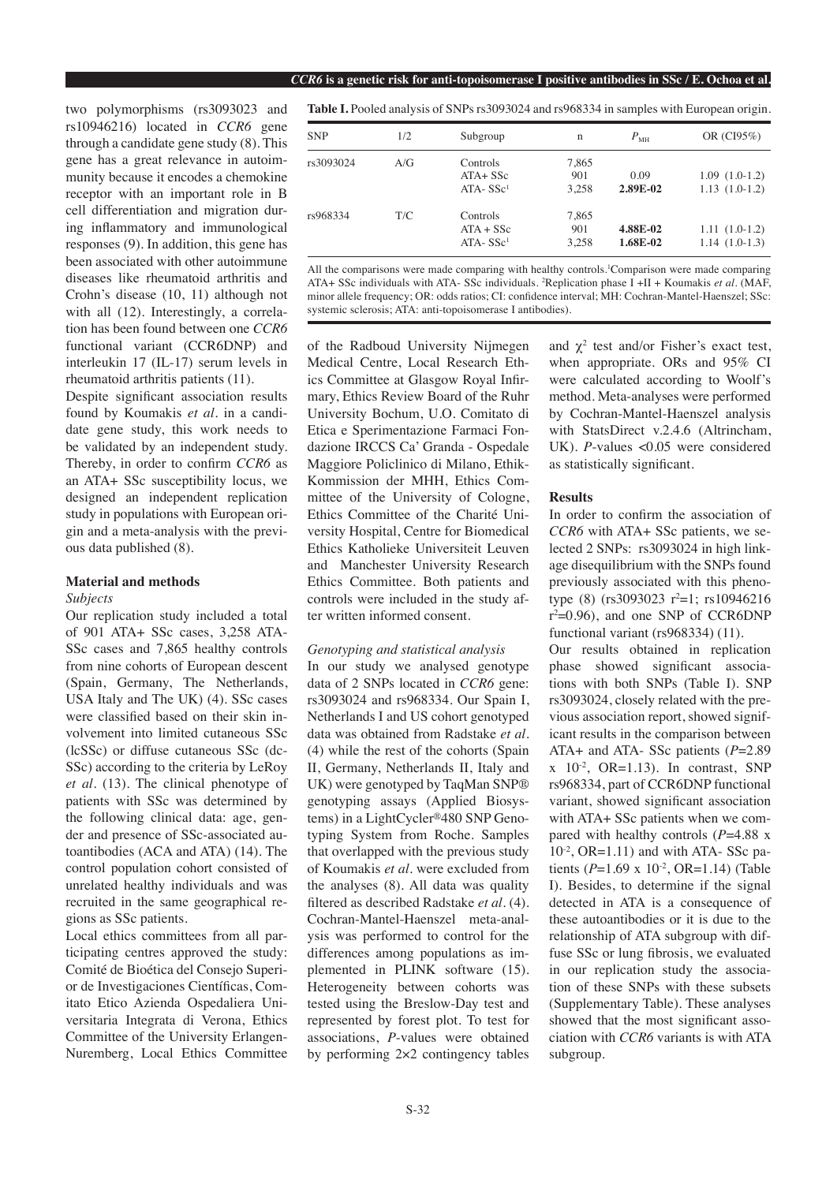two polymorphisms (rs3093023 and rs10946216) located in *CCR6* gene through a candidate gene study (8). This gene has a great relevance in autoimmunity because it encodes a chemokine receptor with an important role in B cell differentiation and migration during inflammatory and immunological responses (9). In addition, this gene has been associated with other autoimmune diseases like rheumatoid arthritis and Crohn's disease (10, 11) although not with all (12). Interestingly, a correlation has been found between one *CCR6* functional variant (CCR6DNP) and interleukin 17 (IL-17) serum levels in rheumatoid arthritis patients (11).

Despite significant association results found by Koumakis *et al.* in a candidate gene study, this work needs to be validated by an independent study. Thereby, in order to confirm *CCR6* as an ATA+ SSc susceptibility locus, we designed an independent replication study in populations with European origin and a meta-analysis with the previous data published (8).

**Table I.** Pooled analysis of SNPs rs3093024 and rs968334 in samples with European origin.

| SNP | 1/2 | Subgroup | n | $P_{MH}$ | OR (CI95%) |
|---|---|---|---|---|---|
| rs3093024 | A/G | Controls | 7,865 | | |
| | | ATA+ SSc | 901 | 0.09 | 1.09 (1.0-1.2) |
| | | ATA- SSc[1] | 3,258 | **2.89E-02** | 1.13 (1.0-1.2) |
| rs968334 | T/C | Controls | 7,865 | | |
| | | ATA + SSc | 901 | **4.88E-02** | 1.11 (1.0-1.2) |
| | | ATA- SSc[1] | 3,258 | **1.68E-02** | 1.14 (1.0-1.3) |

All the comparisons were made comparing with healthy controls.[1]Comparison were made comparing ATA+ SSc individuals with ATA- SSc individuals. [2]Replication phase I +II + Koumakis *et al.* (MAF, minor allele frequency; OR: odds ratios; CI: confidence interval; MH: Cochran-Mantel-Haenszel; SSc: systemic sclerosis; ATA: anti-topoisomerase I antibodies).

## Material and methods

### Subjects

Our replication study included a total of 901 ATA+ SSc cases, 3,258 ATA- SSc cases and 7,865 healthy controls from nine cohorts of European descent (Spain, Germany, The Netherlands, USA Italy and The UK) (4). SSc cases were classified based on their skin involvement into limited cutaneous SSc (lcSSc) or diffuse cutaneous SSc (dcSSc) according to the criteria by LeRoy *et al.* (13). The clinical phenotype of patients with SSc was determined by the following clinical data: age, gender and presence of SSc-associated autoantibodies (ACA and ATA) (14). The control population cohort consisted of unrelated healthy individuals and was recruited in the same geographical regions as SSc patients.

Local ethics committees from all participating centres approved the study: Comité de Bioética del Consejo Superior de Investigaciones Científicas, Comitato Etico Azienda Ospedaliera Universitaria Integrata di Verona, Ethics Committee of the University Erlangen-Nuremberg, Local Ethics Committee of the Radboud University Nijmegen Medical Centre, Local Research Ethics Committee at Glasgow Royal Infirmary, Ethics Review Board of the Ruhr University Bochum, U.O. Comitato di Etica e Sperimentazione Farmaci Fondazione IRCCS Ca' Granda - Ospedale Maggiore Policlinico di Milano, Ethik-Kommission der MHH, Ethics Committee of the University of Cologne, Ethics Committee of the Charité University Hospital, Centre for Biomedical Ethics Katholieke Universiteit Leuven and Manchester University Research Ethics Committee. Both patients and controls were included in the study after written informed consent.

### Genotyping and statistical analysis

In our study we analysed genotype data of 2 SNPs located in *CCR6* gene: rs3093024 and rs968334. Our Spain I, Netherlands I and US cohort genotyped data was obtained from Radstake *et al.* (4) while the rest of the cohorts (Spain II, Germany, Netherlands II, Italy and UK) were genotyped by TaqMan SNP® genotyping assays (Applied Biosystems) in a LightCycler®480 SNP Genotyping System from Roche. Samples that overlapped with the previous study of Koumakis *et al.* were excluded from the analyses (8). All data was quality filtered as described Radstake *et al.* (4). Cochran-Mantel-Haenszel meta-analysis was performed to control for the differences among populations as implemented in PLINK software (15). Heterogeneity between cohorts was tested using the Breslow-Day test and represented by forest plot. To test for associations, *P*-values were obtained by performing 2×2 contingency tables and $\chi^2$ test and/or Fisher's exact test, when appropriate. ORs and 95% CI were calculated according to Woolf's method. Meta-analyses were performed by Cochran-Mantel-Haenszel analysis with StatsDirect v.2.4.6 (Altrincham, UK). *P*-values <0.05 were considered as statistically significant.

## Results

In order to confirm the association of *CCR6* with ATA+ SSc patients, we selected 2 SNPs: rs3093024 in high linkage disequilibrium with the SNPs found previously associated with this phenotype (8) (rs3093023 $r^2$=1; rs10946216 $r^2$=0.96), and one SNP of CCR6DNP functional variant (rs968334) (11).

Our results obtained in replication phase showed significant associations with both SNPs (Table I). SNP rs3093024, closely related with the previous association report, showed significant results in the comparison between ATA+ and ATA- SSc patients ($P$=2.89 x $10^{-2}$, OR=1.13). In contrast, SNP rs968334, part of CCR6DNP functional variant, showed significant association with ATA+ SSc patients when we compared with healthy controls ($P$=4.88 x $10^{-2}$, OR=1.11) and with ATA- SSc patients ($P$=1.69 x $10^{-2}$, OR=1.14) (Table I). Besides, to determine if the signal detected in ATA is a consequence of these autoantibodies or it is due to the relationship of ATA subgroup with diffuse SSc or lung fibrosis, we evaluated in our replication study the association of these SNPs with these subsets (Supplementary Table). These analyses showed that the most significant association with *CCR6* variants is with ATA subgroup.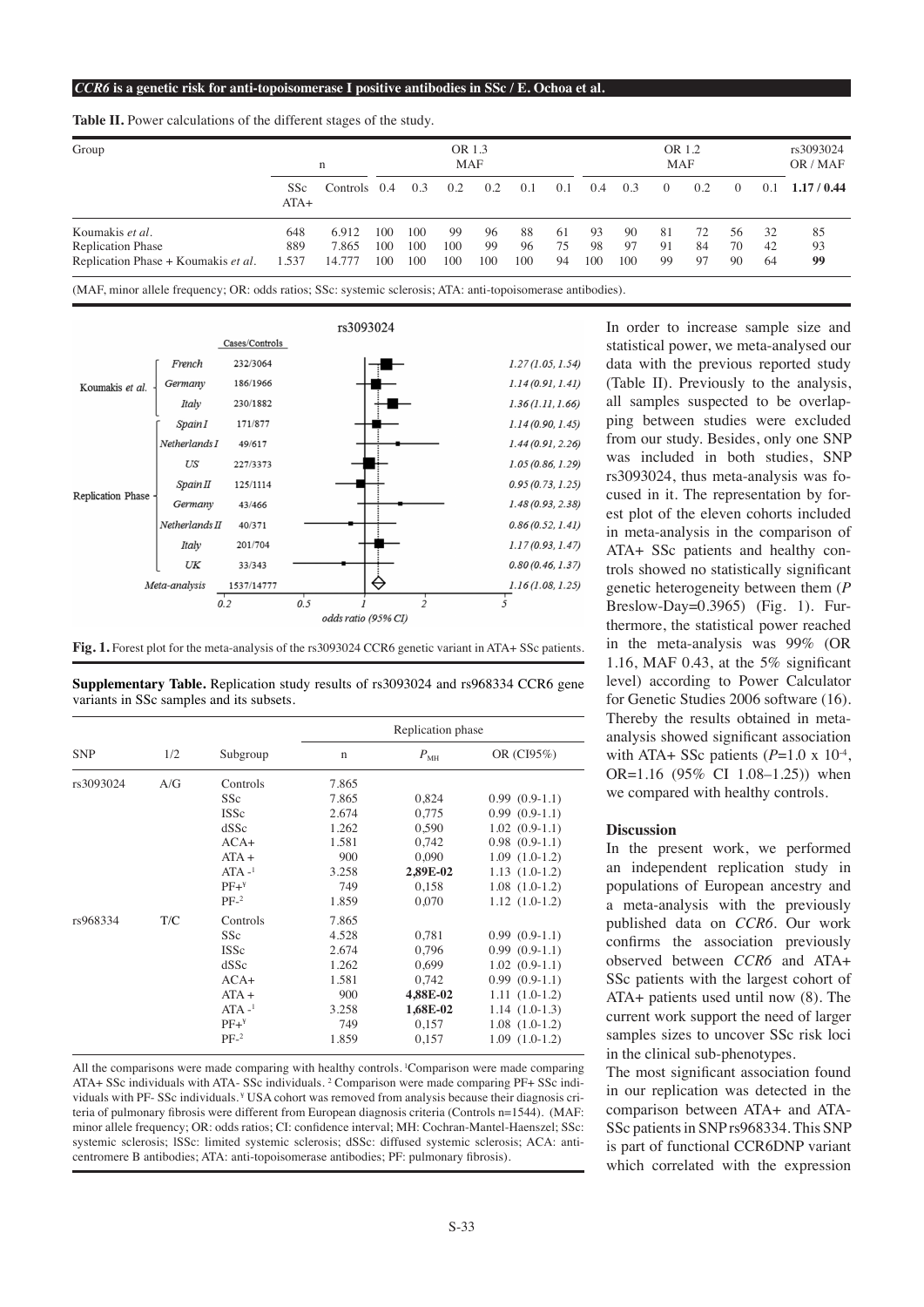**Table II.** Power calculations of the different stages of the study.

| Group | n | | OR 1.3 MAF | | | | | | OR 1.2 MAF | | | | | | rs3093024 OR / MAF |
|---|---|---|---|---|---|---|---|---|---|---|---|---|---|---|---|
| | SSc ATA+ | Controls | 0.4 | 0.3 | 0.2 | 0.2 | 0.1 | 0.1 | 0.4 | 0.3 | 0 | 0.2 | 0 | 0.1 | **1.17 / 0.44** |
| Koumakis *et al.* | 648 | 6.912 | 100 | 100 | 99 | 96 | 88 | 61 | 93 | 90 | 81 | 72 | 56 | 32 | 85 |
| Replication Phase | 889 | 7.865 | 100 | 100 | 100 | 99 | 96 | 75 | 98 | 97 | 91 | 84 | 70 | 42 | 93 |
| Replication Phase + Koumakis *et al.* | 1.537 | 14.777 | 100 | 100 | 100 | 100 | 100 | 94 | 100 | 100 | 99 | 97 | 90 | 64 | **99** |

(MAF, minor allele frequency; OR: odds ratios; SSc: systemic sclerosis; ATA: anti-topoisomerase antibodies).

rs3093024

| Group | Cohort | Cases/Controls | OR (95% CI) |
|---|---|---|---|
| Koumakis *et al.* | French | 232/3064 | 1.27 (1.05, 1.54) |
| | Germany | 186/1966 | 1.14 (0.91, 1.41) |
| | Italy | 230/1882 | 1.36 (1.11, 1.66) |
| Replication Phase | Spain I | 171/877 | 1.14 (0.90, 1.45) |
| | Netherlands I | 49/617 | 1.44 (0.91, 2.26) |
| | US | 227/3373 | 1.05 (0.86, 1.29) |
| | Spain II | 125/1114 | 0.95 (0.73, 1.25) |
| | Germany | 43/466 | 1.48 (0.93, 2.38) |
| | Netherlands II | 40/371 | 0.86 (0.52, 1.41) |
| | Italy | 201/704 | 1.17 (0.93, 1.47) |
| | UK | 33/343 | 0.80 (0.46, 1.37) |
| Meta-analysis | | 1537/14777 | 1.16 (1.08, 1.25) |

**Fig. 1.** Forest plot for the meta-analysis of the rs3093024 CCR6 genetic variant in ATA+ SSc patients.

**Supplementary Table.** Replication study results of rs3093024 and rs968334 CCR6 gene variants in SSc samples and its subsets.

| SNP | 1/2 | Subgroup | Replication phase n | $P_{MH}$ | OR (CI95%) |
|---|---|---|---|---|---|
| rs3093024 | A/G | Controls | 7.865 | | |
| | | SSc | 7.865 | 0,824 | 0.99 (0.9-1.1) |
| | | lSSc | 2.674 | 0,775 | 0.99 (0.9-1.1) |
| | | dSSc | 1.262 | 0,590 | 1.02 (0.9-1.1) |
| | | ACA+ | 1.581 | 0,742 | 0.98 (0.9-1.1) |
| | | ATA + | 900 | 0,090 | 1.09 (1.0-1.2) |
| | | ATA -[1] | 3.258 | **2,89E-02** | 1.13 (1.0-1.2) |
| | | PF+[¥] | 749 | 0,158 | 1.08 (1.0-1.2) |
| | | PF-[2] | 1.859 | 0,070 | 1.12 (1.0-1.2) |
| rs968334 | T/C | Controls | 7.865 | | |
| | | SSc | 4.528 | 0,781 | 0.99 (0.9-1.1) |
| | | lSSc | 2.674 | 0,796 | 0.99 (0.9-1.1) |
| | | dSSc | 1.262 | 0,699 | 1.02 (0.9-1.1) |
| | | ACA+ | 1.581 | 0,742 | 0.99 (0.9-1.1) |
| | | ATA + | 900 | **4,88E-02** | 1.11 (1.0-1.2) |
| | | ATA -[1] | 3.258 | **1,68E-02** | 1.14 (1.0-1.3) |
| | | PF+[¥] | 749 | 0,157 | 1.08 (1.0-1.2) |
| | | PF-[2] | 1.859 | 0,157 | 1.09 (1.0-1.2) |

All the comparisons were made comparing with healthy controls. [1]Comparison were made comparing ATA+ SSc individuals with ATA- SSc individuals. [2] Comparison were made comparing PF+ SSc individuals with PF- SSc individuals. [¥] USA cohort was removed from analysis because their diagnosis criteria of pulmonary fibrosis were different from European diagnosis criteria (Controls n=1544). (MAF: minor allele frequency; OR: odds ratios; CI: confidence interval; MH: Cochran-Mantel-Haenszel; SSc: systemic sclerosis; lSSc: limited systemic sclerosis; dSSc: diffused systemic sclerosis; ACA: anticentromere B antibodies; ATA: anti-topoisomerase antibodies; PF: pulmonary fibrosis).

In order to increase sample size and statistical power, we meta-analysed our data with the previous reported study (Table II). Previously to the analysis, all samples suspected to be overlapping between studies were excluded from our study. Besides, only one SNP was included in both studies, SNP rs3093024, thus meta-analysis was focused in it. The representation by forest plot of the eleven cohorts included in meta-analysis in the comparison of ATA+ SSc patients and healthy controls showed no statistically significant genetic heterogeneity between them (*P* Breslow-Day=0.3965) (Fig. 1). Furthermore, the statistical power reached in the meta-analysis was 99% (OR 1.16, MAF 0.43, at the 5% significant level) according to Power Calculator for Genetic Studies 2006 software (16). Thereby the results obtained in meta-analysis showed significant association with ATA+ SSc patients ($P$=1.0 x $10^{-4}$, OR=1.16 (95% CI 1.08–1.25)) when we compared with healthy controls.

## Discussion

In the present work, we performed an independent replication study in populations of European ancestry and a meta-analysis with the previously published data on *CCR6*. Our work confirms the association previously observed between *CCR6* and ATA+ SSc patients with the largest cohort of ATA+ patients used until now (8). The current work support the need of larger samples sizes to uncover SSc risk loci in the clinical sub-phenotypes.

The most significant association found in our replication was detected in the comparison between ATA+ and ATA- SSc patients in SNP rs968334. This SNP is part of functional CCR6DNP variant which correlated with the expression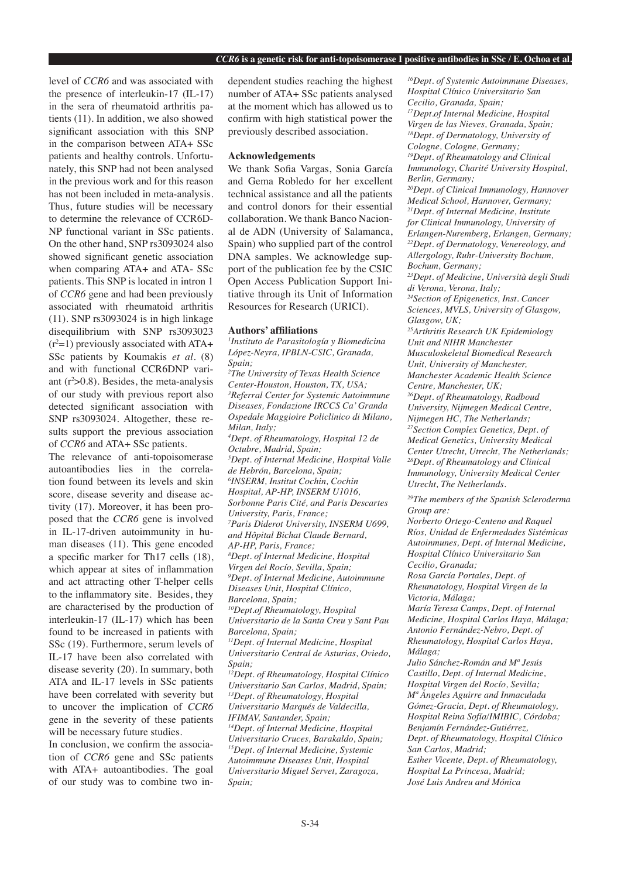level of *CCR6* and was associated with the presence of interleukin-17 (IL-17) in the sera of rheumatoid arthritis patients (11). In addition, we also showed significant association with this SNP in the comparison between ATA+ SSc patients and healthy controls. Unfortunately, this SNP had not been analysed in the previous work and for this reason has not been included in meta-analysis. Thus, future studies will be necessary to determine the relevance of CCR6DNP functional variant in SSc patients. On the other hand, SNP rs3093024 also showed significant genetic association when comparing ATA+ and ATA- SSc patients. This SNP is located in intron 1 of *CCR6* gene and had been previously associated with rheumatoid arthritis (11). SNP rs3093024 is in high linkage disequilibrium with SNP rs3093023 ($r^2$=1) previously associated with ATA+ SSc patients by Koumakis *et al.* (8) and with functional CCR6DNP variant ($r^2$>0.8). Besides, the meta-analysis of our study with previous report also detected significant association with SNP rs3093024. Altogether, these results support the previous association of *CCR6* and ATA+ SSc patients.

The relevance of anti-topoisomerase autoantibodies lies in the correlation found between its levels and skin score, disease severity and disease activity (17). Moreover, it has been proposed that the *CCR6* gene is involved in IL-17-driven autoimmunity in human diseases (11). This gene encoded a specific marker for Th17 cells (18), which appear at sites of inflammation and act attracting other T-helper cells to the inflammatory site. Besides, they are characterised by the production of interleukin-17 (IL-17) which has been found to be increased in patients with SSc (19). Furthermore, serum levels of IL-17 have been also correlated with disease severity (20). In summary, both ATA and IL-17 levels in SSc patients have been correlated with severity but to uncover the implication of *CCR6* gene in the severity of these patients will be necessary future studies.

In conclusion, we confirm the association of *CCR6* gene and SSc patients with ATA+ autoantibodies. The goal of our study was to combine two independent studies reaching the highest number of ATA+ SSc patients analysed at the moment which has allowed us to confirm with high statistical power the previously described association.

### Acknowledgements

We thank Sofia Vargas, Sonia García and Gema Robledo for her excellent technical assistance and all the patients and control donors for their essential collaboration. We thank Banco Nacional de ADN (University of Salamanca, Spain) who supplied part of the control DNA samples. We acknowledge support of the publication fee by the CSIC Open Access Publication Support Initiative through its Unit of Information Resources for Research (URICI).

### Authors' affiliations

*[1]Instituto de Parasitología y Biomedicina López-Neyra, IPBLN-CSIC, Granada, Spain;*
*[2]The University of Texas Health Science Center-Houston, Houston, TX, USA;*
*[3]Referral Center for Systemic Autoimmune Diseases, Fondazione IRCCS Ca' Granda Ospedale Maggioire Policlinico di Milano, Milan, Italy;*
*[4]Dept. of Rheumatology, Hospital 12 de Octubre, Madrid, Spain;*
*[5]Dept. of Internal Medicine, Hospital Valle de Hebrón, Barcelona, Spain;*
*[6]INSERM, Institut Cochin, Cochin Hospital, AP-HP, INSERM U1016, Sorbonne Paris Cité, and Paris Descartes University, Paris, France;*
*[7]Paris Diderot University, INSERM U699, and Hôpital Bichat Claude Bernard, AP-HP, Paris, France;*
*[8]Dept. of Internal Medicine, Hospital Virgen del Rocío, Sevilla, Spain;*
*[9]Dept. of Internal Medicine, Autoimmune Diseases Unit, Hospital Clínico, Barcelona, Spain;*
*[10]Dept.of Rheumatology, Hospital Universitario de la Santa Creu y Sant Pau Barcelona, Spain;*
*[11]Dept. of Internal Medicine, Hospital Universitario Central de Asturias, Oviedo, Spain;*
*[12]Dept. of Rheumatology, Hospital Clínico Universitario San Carlos, Madrid, Spain;*
*[13]Dept. of Rheumatology, Hospital Universitario Marqués de Valdecilla, IFIMAV, Santander, Spain;*
*[14]Dept. of Internal Medicine, Hospital Universitario Cruces, Barakaldo, Spain;*
*[15]Dept. of Internal Medicine, Systemic Autoimmune Diseases Unit, Hospital Universitario Miguel Servet, Zaragoza, Spain;*
*[16]Dept. of Systemic Autoimmune Diseases, Hospital Clínico Universitario San Cecilio, Granada, Spain;*
*[17]Dept.of Internal Medicine, Hospital Virgen de las Nieves, Granada, Spain;*
*[18]Dept. of Dermatology, University of Cologne, Cologne, Germany;*
*[19]Dept. of Rheumatology and Clinical Immunology, Charité University Hospital, Berlin, Germany;*
*[20]Dept. of Clinical Immunology, Hannover Medical School, Hannover, Germany;*
*[21]Dept. of Internal Medicine, Institute for Clinical Immunology, University of Erlangen-Nuremberg, Erlangen, Germany;*
*[22]Dept. of Dermatology, Venereology, and Allergology, Ruhr-University Bochum, Bochum, Germany;*
*[23]Dept. of Medicine, Università degli Studi di Verona, Verona, Italy;*
*[24]Section of Epigenetics, Inst. Cancer Sciences, MVLS, University of Glasgow, Glasgow, UK;*
*[25]Arthritis Research UK Epidemiology Unit and NIHR Manchester Musculoskeletal Biomedical Research Unit, University of Manchester, Manchester Academic Health Science Centre, Manchester, UK;*
*[26]Dept. of Rheumatology, Radboud University, Nijmegen Medical Centre, Nijmegen HC, The Netherlands;*
*[27]Section Complex Genetics, Dept. of Medical Genetics, University Medical Center Utrecht, Utrecht, The Netherlands;*
*[28]Dept. of Rheumatology and Clinical Immunology, University Medical Center Utrecht, The Netherlands.*

*[29]The members of the Spanish Scleroderma Group are:*
*Norberto Ortego-Centeno and Raquel Ríos, Unidad de Enfermedades Sistémicas Autoinmunes, Dept. of Internal Medicine, Hospital Clínico Universitario San Cecilio, Granada;*
*Rosa García Portales, Dept. of Rheumatology, Hospital Virgen de la Victoria, Málaga;*
*María Teresa Camps, Dept. of Internal Medicine, Hospital Carlos Haya, Málaga;*
*Antonio Fernández-Nebro, Dept. of Rheumatology, Hospital Carlos Haya, Málaga;*
*Julio Sánchez-Román and Mª Jesús Castillo, Dept. of Internal Medicine, Hospital Virgen del Rocío, Sevilla;*
*Mª Ángeles Aguirre and Inmaculada Gómez-Gracia, Dept. of Rheumatology, Hospital Reina Sofía/IMIBIC, Córdoba;*
*Benjamín Fernández-Gutiérrez, Dept. of Rheumatology, Hospital Clínico San Carlos, Madrid;*
*Esther Vicente, Dept. of Rheumatology, Hospital La Princesa, Madrid;*
*José Luis Andreu and Mónica*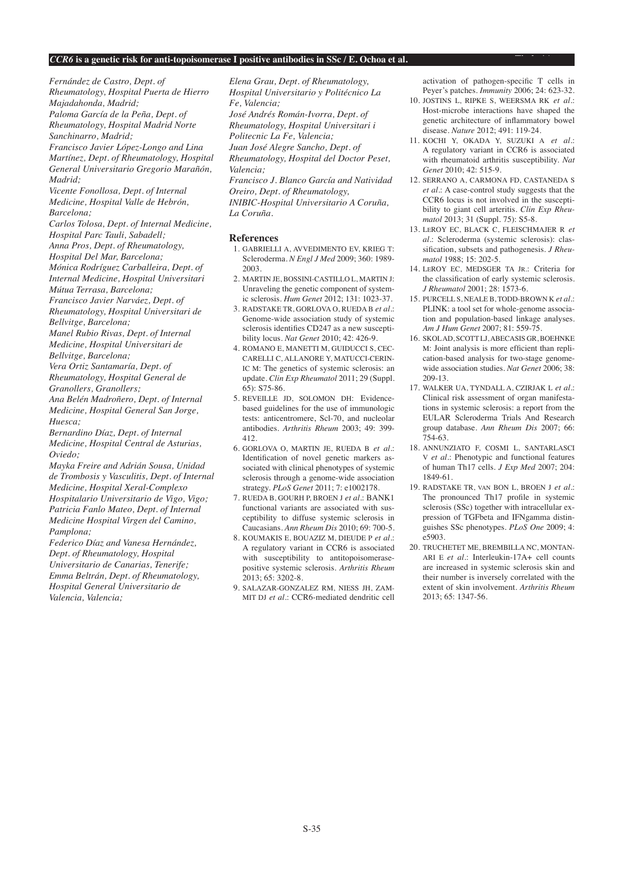*Fernández de Castro, Dept. of Rheumatology, Hospital Puerta de Hierro Majadahonda, Madrid;*
*Paloma García de la Peña, Dept. of Rheumatology, Hospital Madrid Norte Sanchinarro, Madrid;*
*Francisco Javier López-Longo and Lina Martínez, Dept. of Rheumatology, Hospital General Universitario Gregorio Marañón, Madrid;*
*Vicente Fonollosa, Dept. of Internal Medicine, Hospital Valle de Hebrón, Barcelona;*
*Carlos Tolosa, Dept. of Internal Medicine, Hospital Parc Tauli, Sabadell;*
*Anna Pros, Dept. of Rheumatology, Hospital Del Mar, Barcelona;*
*Mónica Rodríguez Carballeira, Dept. of Internal Medicine, Hospital Universitari Mútua Terrasa, Barcelona;*
*Francisco Javier Narváez, Dept. of Rheumatology, Hospital Universitari de Bellvitge, Barcelona;*
*Manel Rubio Rivas, Dept. of Internal Medicine, Hospital Universitari de Bellvitge, Barcelona;*
*Vera Ortiz Santamaría, Dept. of Rheumatology, Hospital General de Granollers, Granollers;*
*Ana Belén Madroñero, Dept. of Internal Medicine, Hospital General San Jorge, Huesca;*
*Bernardino Díaz, Dept. of Internal Medicine, Hospital Central de Asturias, Oviedo;*
*Mayka Freire and Adrián Sousa, Unidad de Trombosis y Vasculitis, Dept. of Internal Medicine, Hospital Xeral-Complexo Hospitalario Universitario de Vigo, Vigo;*
*Patricia Fanlo Mateo, Dept. of Internal Medicine Hospital Virgen del Camino, Pamplona;*
*Federico Díaz and Vanesa Hernández, Dept. of Rheumatology, Hospital Universitario de Canarias, Tenerife;*
*Emma Beltrán, Dept. of Rheumatology, Hospital General Universitario de Valencia, Valencia;*
*Elena Grau, Dept. of Rheumatology, Hospital Universitario y Politécnico La Fe, Valencia;*
*José Andrés Román-Ivorra, Dept. of Rheumatology, Hospital Universitari i Politecnic La Fe, Valencia;*
*Juan José Alegre Sancho, Dept. of Rheumatology, Hospital del Doctor Peset, Valencia;*
*Francisco J. Blanco García and Natividad Oreiro, Dept. of Rheumatology, INIBIC-Hospital Universitario A Coruña, La Coruña.*

## References

1. GABRIELLI A, AVVEDIMENTO EV, KRIEG T: Scleroderma. *N Engl J Med* 2009; 360: 1989-2003.
2. MARTIN JE, BOSSINI-CASTILLO L, MARTIN J: Unraveling the genetic component of systemic sclerosis. *Hum Genet* 2012; 131: 1023-37.
3. RADSTAKE TR, GORLOVA O, RUEDA B *et al.*: Genome-wide association study of systemic sclerosis identifies CD247 as a new susceptibility locus. *Nat Genet* 2010; 42: 426-9.
4. ROMANO E, MANETTI M, GUIDUCCI S, CECCARELLI C, ALLANORE Y, MATUCCI-CERINIC M: The genetics of systemic sclerosis: an update. *Clin Exp Rheumatol* 2011; 29 (Suppl. 65): S75-86.
5. REVEILLE JD, SOLOMON DH: Evidence-based guidelines for the use of immunologic tests: anticentromere, Scl-70, and nucleolar antibodies. *Arthritis Rheum* 2003; 49: 399-412.
6. GORLOVA O, MARTIN JE, RUEDA B *et al.*: Identification of novel genetic markers associated with clinical phenotypes of systemic sclerosis through a genome-wide association strategy. *PLoS Genet* 2011; 7: e1002178.
7. RUEDA B, GOURH P, BROEN J *et al.*: BANK1 functional variants are associated with susceptibility to diffuse systemic sclerosis in Caucasians. *Ann Rheum Dis* 2010; 69: 700-5.
8. KOUMAKIS E, BOUAZIZ M, DIEUDE P *et al.*: A regulatory variant in CCR6 is associated with susceptibility to antitopoisomerase-positive systemic sclerosis. *Arthritis Rheum* 2013; 65: 3202-8.
9. SALAZAR-GONZALEZ RM, NIESS JH, ZAMMIT DJ *et al.*: CCR6-mediated dendritic cell activation of pathogen-specific T cells in Peyer's patches. *Immunity* 2006; 24: 623-32.
10. JOSTINS L, RIPKE S, WEERSMA RK *et al.*: Host-microbe interactions have shaped the genetic architecture of inflammatory bowel disease. *Nature* 2012; 491: 119-24.
11. KOCHI Y, OKADA Y, SUZUKI A *et al.*: A regulatory variant in CCR6 is associated with rheumatoid arthritis susceptibility. *Nat Genet* 2010; 42: 515-9.
12. SERRANO A, CARMONA FD, CASTANEDA S *et al.*: A case-control study suggests that the CCR6 locus is not involved in the susceptibility to giant cell arteritis. *Clin Exp Rheumatol* 2013; 31 (Suppl. 75): S5-8.
13. LEROY EC, BLACK C, FLEISCHMAJER R *et al.*: Scleroderma (systemic sclerosis): classification, subsets and pathogenesis. *J Rheumatol* 1988; 15: 202-5.
14. LEROY EC, MEDSGER TA JR.: Criteria for the classification of early systemic sclerosis. *J Rheumatol* 2001; 28: 1573-6.
15. PURCELL S, NEALE B, TODD-BROWN K *et al.*: PLINK: a tool set for whole-genome association and population-based linkage analyses. *Am J Hum Genet* 2007; 81: 559-75.
16. SKOL AD, SCOTT LJ, ABECASIS GR, BOEHNKE M: Joint analysis is more efficient than replication-based analysis for two-stage genome-wide association studies. *Nat Genet* 2006; 38: 209-13.
17. WALKER UA, TYNDALL A, CZIRJAK L *et al.*: Clinical risk assessment of organ manifestations in systemic sclerosis: a report from the EULAR Scleroderma Trials And Research group database. *Ann Rheum Dis* 2007; 66: 754-63.
18. ANNUNZIATO F, COSMI L, SANTARLASCI V *et al.*: Phenotypic and functional features of human Th17 cells. *J Exp Med* 2007; 204: 1849-61.
19. RADSTAKE TR, VAN BON L, BROEN J *et al.*: The pronounced Th17 profile in systemic sclerosis (SSc) together with intracellular expression of TGFbeta and IFNgamma distinguishes SSc phenotypes. *PLoS One* 2009; 4: e5903.
20. TRUCHETET ME, BREMBILLA NC, MONTANARI E *et al.*: Interleukin-17A+ cell counts are increased in systemic sclerosis skin and their number is inversely correlated with the extent of skin involvement. *Arthritis Rheum* 2013; 65: 1347-56.